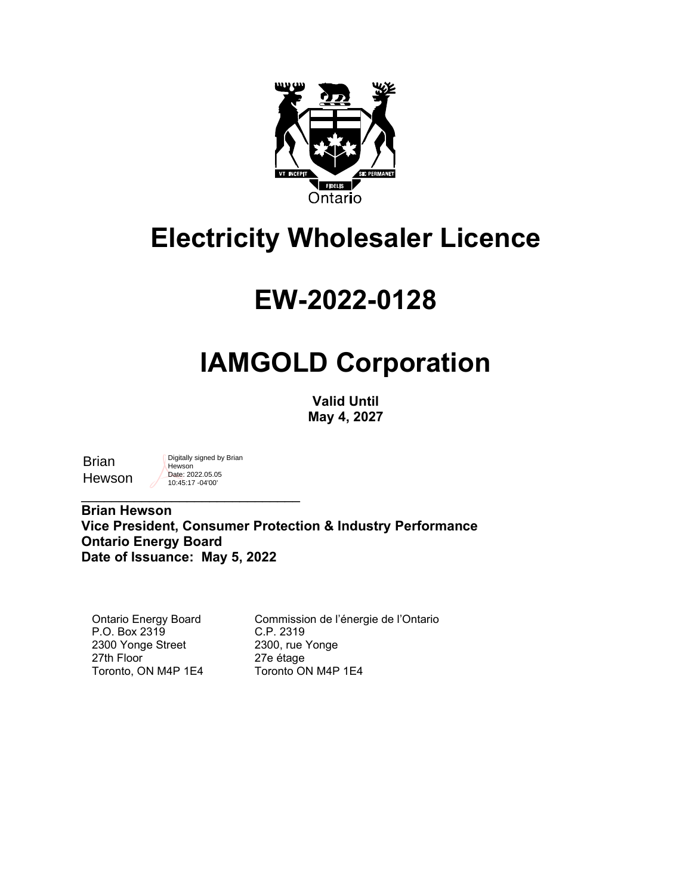Ontario

# Electricity Wholesaler Licence

# EW-2022-0128

# IAMGOLD Corporation

**Valid Until**
**May 4, 2027**

Brian Hewson — Digitally signed by Brian Hewson, Date: 2022.05.05 10:45:17 -04'00'

_______________________________

**Brian Hewson**
**Vice President, Consumer Protection & Industry Performance**
**Ontario Energy Board**
**Date of Issuance: May 5, 2022**

| Ontario Energy Board | Commission de l'énergie de l'Ontario |
|---|---|
| P.O. Box 2319 | C.P. 2319 |
| 2300 Yonge Street | 2300, rue Yonge |
| 27th Floor | 27e étage |
| Toronto, ON M4P 1E4 | Toronto ON M4P 1E4 |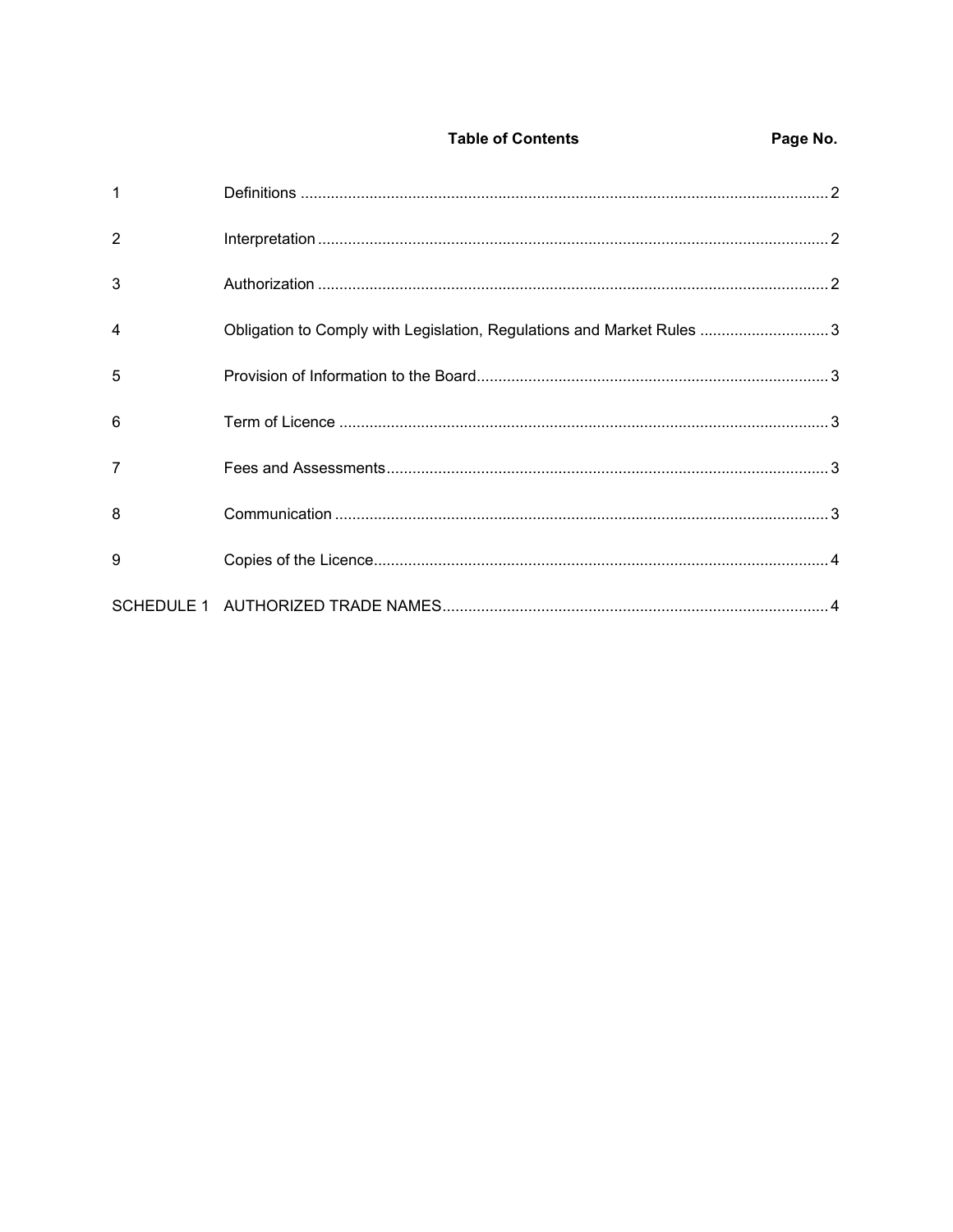**Table of Contents** **Page No.**

| | | |
|---|---|---|
| 1 | Definitions | 2 |
| 2 | Interpretation | 2 |
| 3 | Authorization | 2 |
| 4 | Obligation to Comply with Legislation, Regulations and Market Rules | 3 |
| 5 | Provision of Information to the Board | 3 |
| 6 | Term of Licence | 3 |
| 7 | Fees and Assessments | 3 |
| 8 | Communication | 3 |
| 9 | Copies of the Licence | 4 |
| SCHEDULE 1 | AUTHORIZED TRADE NAMES | 4 |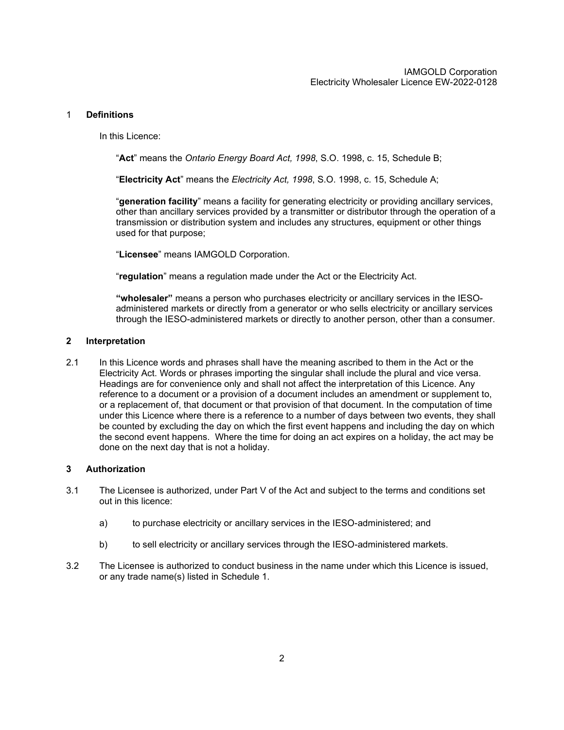## 1 Definitions

In this Licence:

"**Act**" means the *Ontario Energy Board Act, 1998*, S.O. 1998, c. 15, Schedule B;

"**Electricity Act**" means the *Electricity Act, 1998*, S.O. 1998, c. 15, Schedule A;

"**generation facility**" means a facility for generating electricity or providing ancillary services, other than ancillary services provided by a transmitter or distributor through the operation of a transmission or distribution system and includes any structures, equipment or other things used for that purpose;

"**Licensee**" means IAMGOLD Corporation.

"**regulation**" means a regulation made under the Act or the Electricity Act.

**"wholesaler"** means a person who purchases electricity or ancillary services in the IESO-administered markets or directly from a generator or who sells electricity or ancillary services through the IESO-administered markets or directly to another person, other than a consumer.

## 2 Interpretation

2.1 In this Licence words and phrases shall have the meaning ascribed to them in the Act or the Electricity Act. Words or phrases importing the singular shall include the plural and vice versa. Headings are for convenience only and shall not affect the interpretation of this Licence. Any reference to a document or a provision of a document includes an amendment or supplement to, or a replacement of, that document or that provision of that document. In the computation of time under this Licence where there is a reference to a number of days between two events, they shall be counted by excluding the day on which the first event happens and including the day on which the second event happens. Where the time for doing an act expires on a holiday, the act may be done on the next day that is not a holiday.

## 3 Authorization

3.1 The Licensee is authorized, under Part V of the Act and subject to the terms and conditions set out in this licence:

a) to purchase electricity or ancillary services in the IESO-administered; and

b) to sell electricity or ancillary services through the IESO-administered markets.

3.2 The Licensee is authorized to conduct business in the name under which this Licence is issued, or any trade name(s) listed in Schedule 1.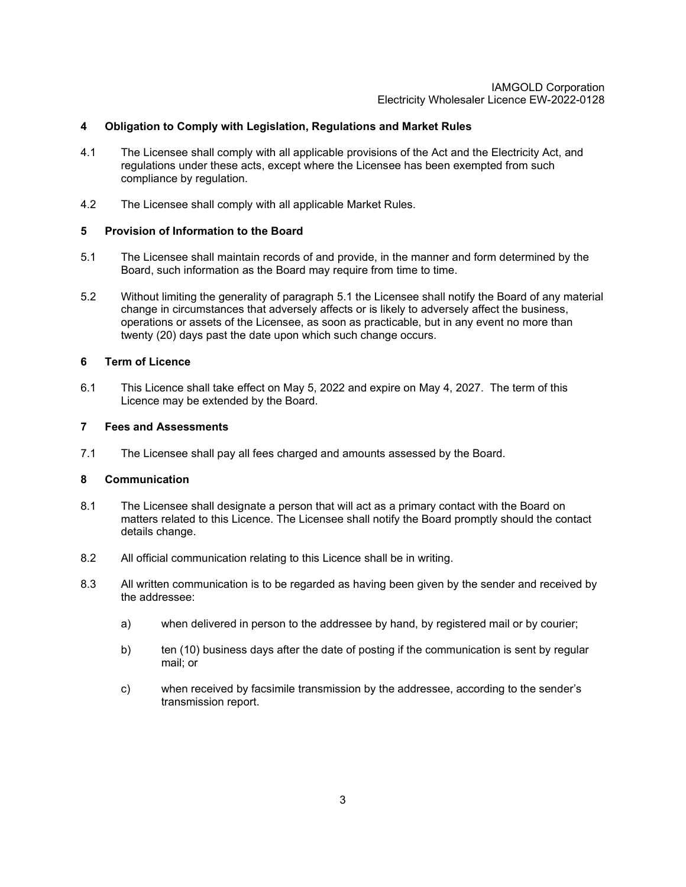## 4 Obligation to Comply with Legislation, Regulations and Market Rules

4.1 The Licensee shall comply with all applicable provisions of the Act and the Electricity Act, and regulations under these acts, except where the Licensee has been exempted from such compliance by regulation.

4.2 The Licensee shall comply with all applicable Market Rules.

## 5 Provision of Information to the Board

5.1 The Licensee shall maintain records of and provide, in the manner and form determined by the Board, such information as the Board may require from time to time.

5.2 Without limiting the generality of paragraph 5.1 the Licensee shall notify the Board of any material change in circumstances that adversely affects or is likely to adversely affect the business, operations or assets of the Licensee, as soon as practicable, but in any event no more than twenty (20) days past the date upon which such change occurs.

## 6 Term of Licence

6.1 This Licence shall take effect on May 5, 2022 and expire on May 4, 2027. The term of this Licence may be extended by the Board.

## 7 Fees and Assessments

7.1 The Licensee shall pay all fees charged and amounts assessed by the Board.

## 8 Communication

8.1 The Licensee shall designate a person that will act as a primary contact with the Board on matters related to this Licence. The Licensee shall notify the Board promptly should the contact details change.

8.2 All official communication relating to this Licence shall be in writing.

8.3 All written communication is to be regarded as having been given by the sender and received by the addressee:

a) when delivered in person to the addressee by hand, by registered mail or by courier;

b) ten (10) business days after the date of posting if the communication is sent by regular mail; or

c) when received by facsimile transmission by the addressee, according to the sender's transmission report.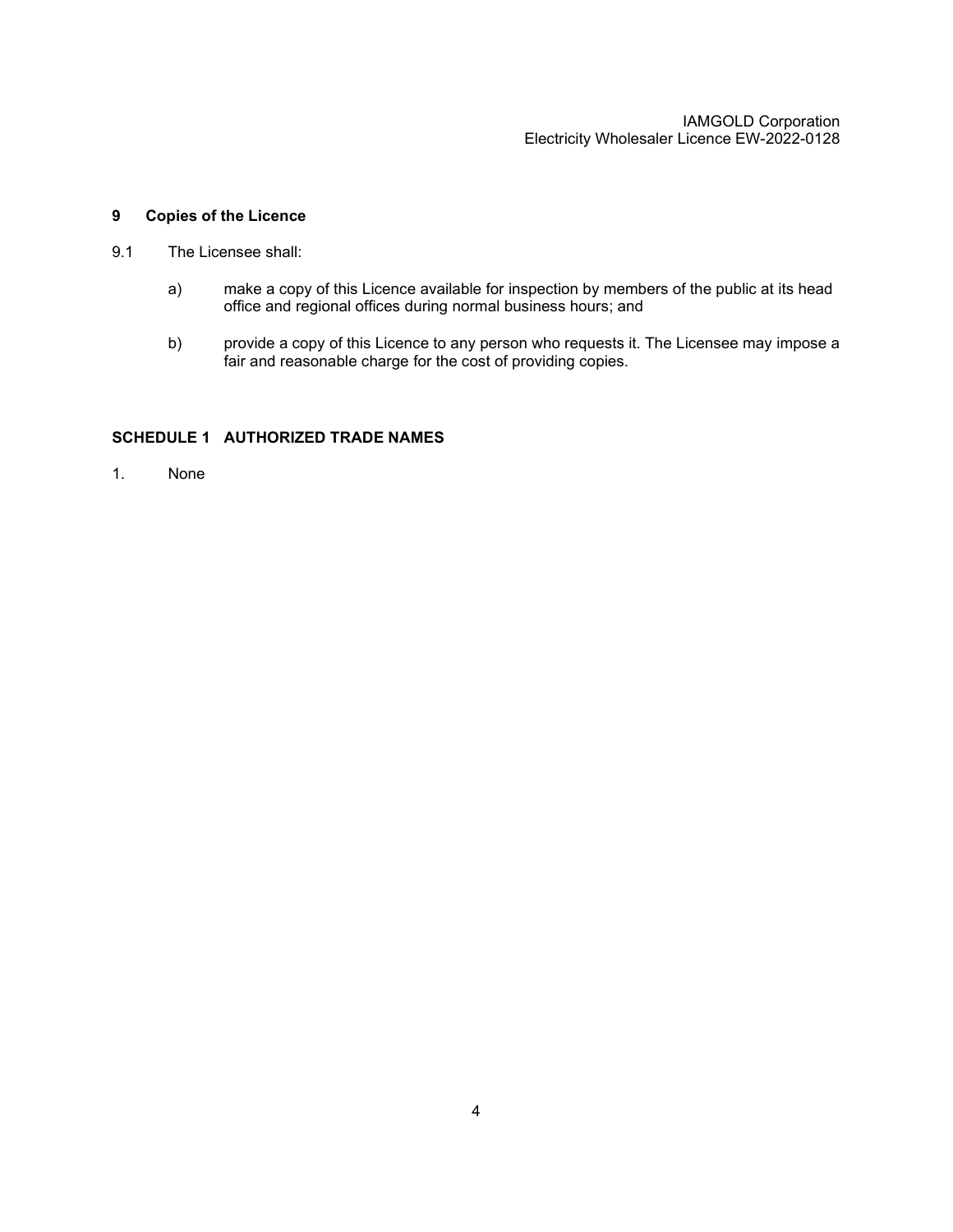## 9 Copies of the Licence

9.1 The Licensee shall:

a) make a copy of this Licence available for inspection by members of the public at its head office and regional offices during normal business hours; and

b) provide a copy of this Licence to any person who requests it. The Licensee may impose a fair and reasonable charge for the cost of providing copies.

## SCHEDULE 1 AUTHORIZED TRADE NAMES

1. None